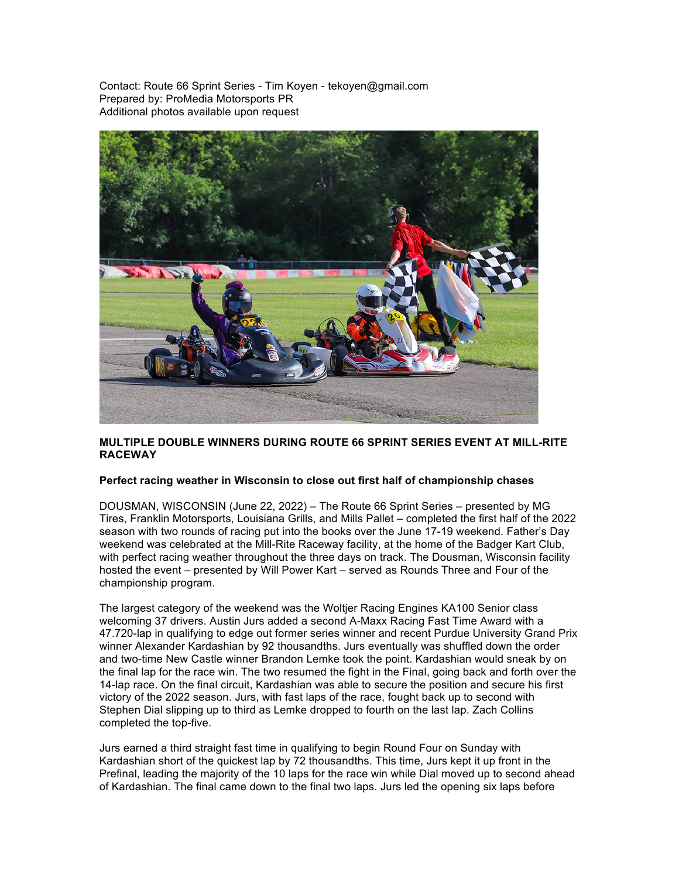Contact: Route 66 Sprint Series - Tim Koyen - tekoyen@gmail.com
Prepared by: ProMedia Motorsports PR
Additional photos available upon request

**MULTIPLE DOUBLE WINNERS DURING ROUTE 66 SPRINT SERIES EVENT AT MILL-RITE RACEWAY**

**Perfect racing weather in Wisconsin to close out first half of championship chases**

DOUSMAN, WISCONSIN (June 22, 2022) – The Route 66 Sprint Series – presented by MG Tires, Franklin Motorsports, Louisiana Grills, and Mills Pallet – completed the first half of the 2022 season with two rounds of racing put into the books over the June 17-19 weekend. Father's Day weekend was celebrated at the Mill-Rite Raceway facility, at the home of the Badger Kart Club, with perfect racing weather throughout the three days on track. The Dousman, Wisconsin facility hosted the event – presented by Will Power Kart – served as Rounds Three and Four of the championship program.

The largest category of the weekend was the Woltjer Racing Engines KA100 Senior class welcoming 37 drivers. Austin Jurs added a second A-Maxx Racing Fast Time Award with a 47.720-lap in qualifying to edge out former series winner and recent Purdue University Grand Prix winner Alexander Kardashian by 92 thousandths. Jurs eventually was shuffled down the order and two-time New Castle winner Brandon Lemke took the point. Kardashian would sneak by on the final lap for the race win. The two resumed the fight in the Final, going back and forth over the 14-lap race. On the final circuit, Kardashian was able to secure the position and secure his first victory of the 2022 season. Jurs, with fast laps of the race, fought back up to second with Stephen Dial slipping up to third as Lemke dropped to fourth on the last lap. Zach Collins completed the top-five.

Jurs earned a third straight fast time in qualifying to begin Round Four on Sunday with Kardashian short of the quickest lap by 72 thousandths. This time, Jurs kept it up front in the Prefinal, leading the majority of the 10 laps for the race win while Dial moved up to second ahead of Kardashian. The final came down to the final two laps. Jurs led the opening six laps before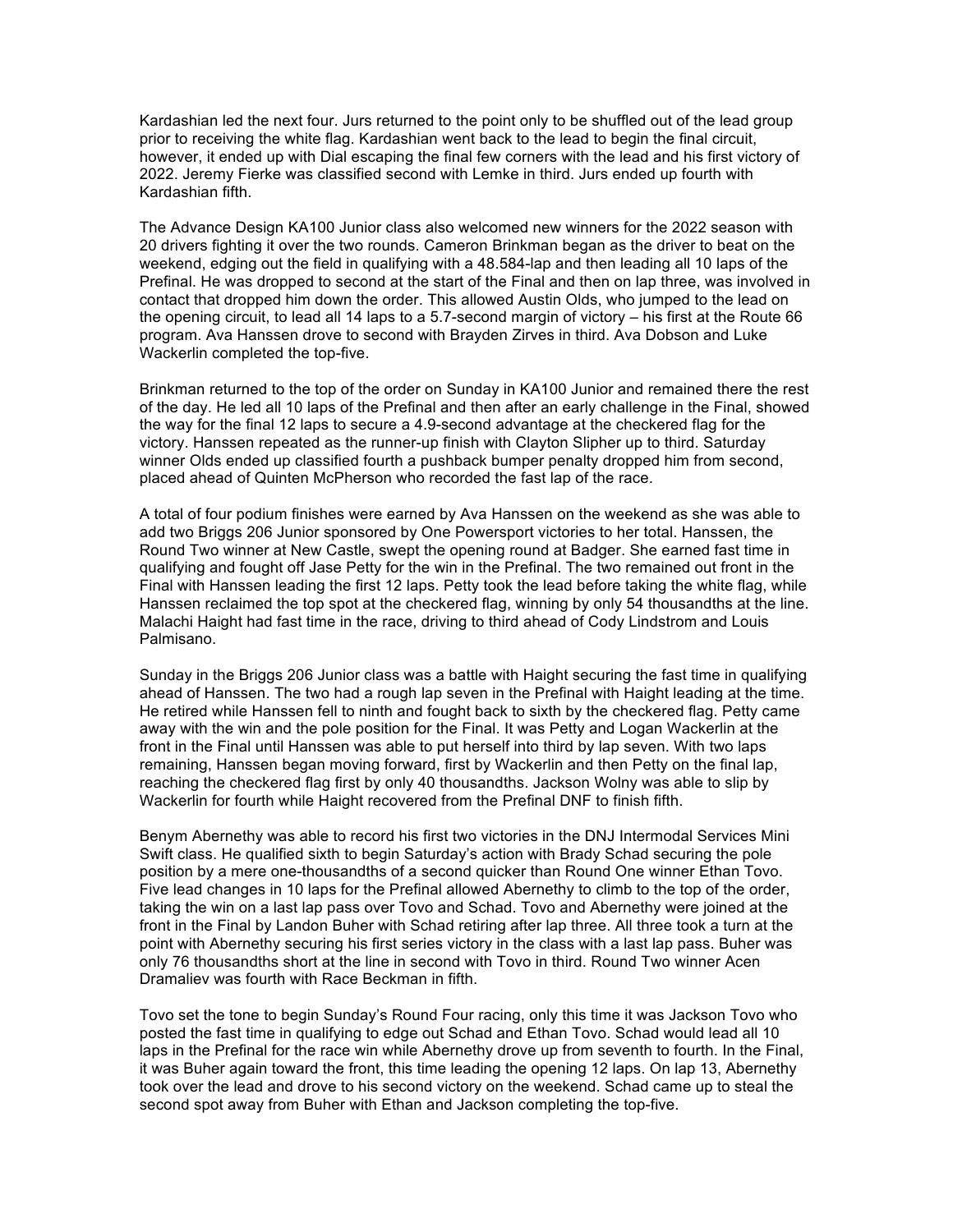Kardashian led the next four. Jurs returned to the point only to be shuffled out of the lead group prior to receiving the white flag. Kardashian went back to the lead to begin the final circuit, however, it ended up with Dial escaping the final few corners with the lead and his first victory of 2022. Jeremy Fierke was classified second with Lemke in third. Jurs ended up fourth with Kardashian fifth.

The Advance Design KA100 Junior class also welcomed new winners for the 2022 season with 20 drivers fighting it over the two rounds. Cameron Brinkman began as the driver to beat on the weekend, edging out the field in qualifying with a 48.584-lap and then leading all 10 laps of the Prefinal. He was dropped to second at the start of the Final and then on lap three, was involved in contact that dropped him down the order. This allowed Austin Olds, who jumped to the lead on the opening circuit, to lead all 14 laps to a 5.7-second margin of victory – his first at the Route 66 program. Ava Hanssen drove to second with Brayden Zirves in third. Ava Dobson and Luke Wackerlin completed the top-five.

Brinkman returned to the top of the order on Sunday in KA100 Junior and remained there the rest of the day. He led all 10 laps of the Prefinal and then after an early challenge in the Final, showed the way for the final 12 laps to secure a 4.9-second advantage at the checkered flag for the victory. Hanssen repeated as the runner-up finish with Clayton Slipher up to third. Saturday winner Olds ended up classified fourth a pushback bumper penalty dropped him from second, placed ahead of Quinten McPherson who recorded the fast lap of the race.

A total of four podium finishes were earned by Ava Hanssen on the weekend as she was able to add two Briggs 206 Junior sponsored by One Powersport victories to her total. Hanssen, the Round Two winner at New Castle, swept the opening round at Badger. She earned fast time in qualifying and fought off Jase Petty for the win in the Prefinal. The two remained out front in the Final with Hanssen leading the first 12 laps. Petty took the lead before taking the white flag, while Hanssen reclaimed the top spot at the checkered flag, winning by only 54 thousandths at the line. Malachi Haight had fast time in the race, driving to third ahead of Cody Lindstrom and Louis Palmisano.

Sunday in the Briggs 206 Junior class was a battle with Haight securing the fast time in qualifying ahead of Hanssen. The two had a rough lap seven in the Prefinal with Haight leading at the time. He retired while Hanssen fell to ninth and fought back to sixth by the checkered flag. Petty came away with the win and the pole position for the Final. It was Petty and Logan Wackerlin at the front in the Final until Hanssen was able to put herself into third by lap seven. With two laps remaining, Hanssen began moving forward, first by Wackerlin and then Petty on the final lap, reaching the checkered flag first by only 40 thousandths. Jackson Wolny was able to slip by Wackerlin for fourth while Haight recovered from the Prefinal DNF to finish fifth.

Benym Abernethy was able to record his first two victories in the DNJ Intermodal Services Mini Swift class. He qualified sixth to begin Saturday's action with Brady Schad securing the pole position by a mere one-thousandths of a second quicker than Round One winner Ethan Tovo. Five lead changes in 10 laps for the Prefinal allowed Abernethy to climb to the top of the order, taking the win on a last lap pass over Tovo and Schad. Tovo and Abernethy were joined at the front in the Final by Landon Buher with Schad retiring after lap three. All three took a turn at the point with Abernethy securing his first series victory in the class with a last lap pass. Buher was only 76 thousandths short at the line in second with Tovo in third. Round Two winner Acen Dramaliev was fourth with Race Beckman in fifth.

Tovo set the tone to begin Sunday's Round Four racing, only this time it was Jackson Tovo who posted the fast time in qualifying to edge out Schad and Ethan Tovo. Schad would lead all 10 laps in the Prefinal for the race win while Abernethy drove up from seventh to fourth. In the Final, it was Buher again toward the front, this time leading the opening 12 laps. On lap 13, Abernethy took over the lead and drove to his second victory on the weekend. Schad came up to steal the second spot away from Buher with Ethan and Jackson completing the top-five.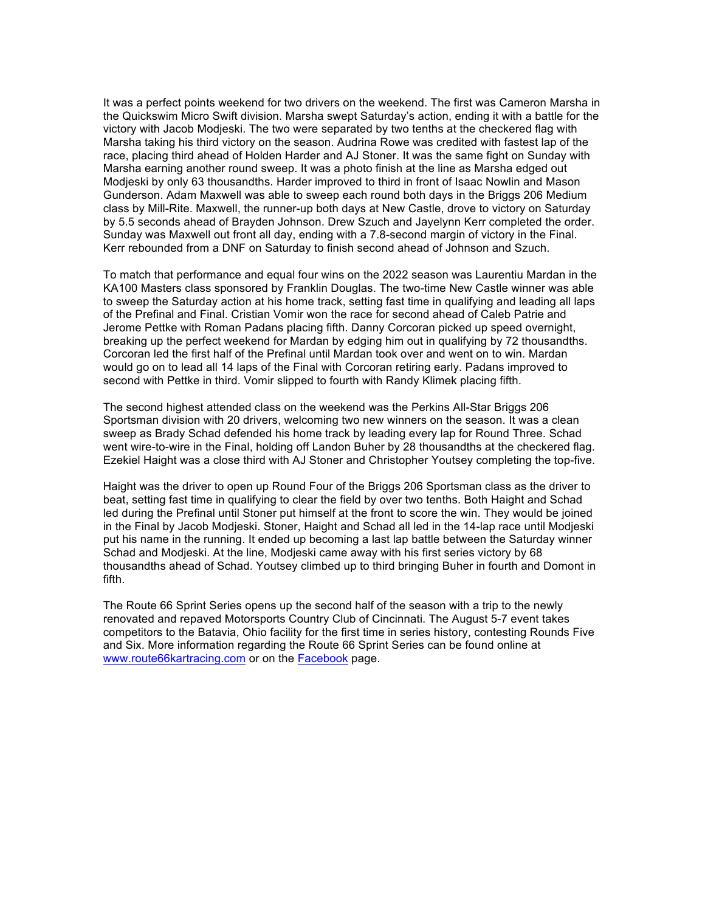It was a perfect points weekend for two drivers on the weekend. The first was Cameron Marsha in the Quickswim Micro Swift division. Marsha swept Saturday's action, ending it with a battle for the victory with Jacob Modjeski. The two were separated by two tenths at the checkered flag with Marsha taking his third victory on the season. Audrina Rowe was credited with fastest lap of the race, placing third ahead of Holden Harder and AJ Stoner. It was the same fight on Sunday with Marsha earning another round sweep. It was a photo finish at the line as Marsha edged out Modjeski by only 63 thousandths. Harder improved to third in front of Isaac Nowlin and Mason Gunderson. Adam Maxwell was able to sweep each round both days in the Briggs 206 Medium class by Mill-Rite. Maxwell, the runner-up both days at New Castle, drove to victory on Saturday by 5.5 seconds ahead of Brayden Johnson. Drew Szuch and Jayelynn Kerr completed the order. Sunday was Maxwell out front all day, ending with a 7.8-second margin of victory in the Final. Kerr rebounded from a DNF on Saturday to finish second ahead of Johnson and Szuch.

To match that performance and equal four wins on the 2022 season was Laurentiu Mardan in the KA100 Masters class sponsored by Franklin Douglas. The two-time New Castle winner was able to sweep the Saturday action at his home track, setting fast time in qualifying and leading all laps of the Prefinal and Final. Cristian Vomir won the race for second ahead of Caleb Patrie and Jerome Pettke with Roman Padans placing fifth. Danny Corcoran picked up speed overnight, breaking up the perfect weekend for Mardan by edging him out in qualifying by 72 thousandths. Corcoran led the first half of the Prefinal until Mardan took over and went on to win. Mardan would go on to lead all 14 laps of the Final with Corcoran retiring early. Padans improved to second with Pettke in third. Vomir slipped to fourth with Randy Klimek placing fifth.

The second highest attended class on the weekend was the Perkins All-Star Briggs 206 Sportsman division with 20 drivers, welcoming two new winners on the season. It was a clean sweep as Brady Schad defended his home track by leading every lap for Round Three. Schad went wire-to-wire in the Final, holding off Landon Buher by 28 thousandths at the checkered flag. Ezekiel Haight was a close third with AJ Stoner and Christopher Youtsey completing the top-five.

Haight was the driver to open up Round Four of the Briggs 206 Sportsman class as the driver to beat, setting fast time in qualifying to clear the field by over two tenths. Both Haight and Schad led during the Prefinal until Stoner put himself at the front to score the win. They would be joined in the Final by Jacob Modjeski. Stoner, Haight and Schad all led in the 14-lap race until Modjeski put his name in the running. It ended up becoming a last lap battle between the Saturday winner Schad and Modjeski. At the line, Modjeski came away with his first series victory by 68 thousandths ahead of Schad. Youtsey climbed up to third bringing Buher in fourth and Domont in fifth.

The Route 66 Sprint Series opens up the second half of the season with a trip to the newly renovated and repaved Motorsports Country Club of Cincinnati. The August 5-7 event takes competitors to the Batavia, Ohio facility for the first time in series history, contesting Rounds Five and Six. More information regarding the Route 66 Sprint Series can be found online at [www.route66kartracing.com](http://www.route66kartracing.com) or on the Facebook page.